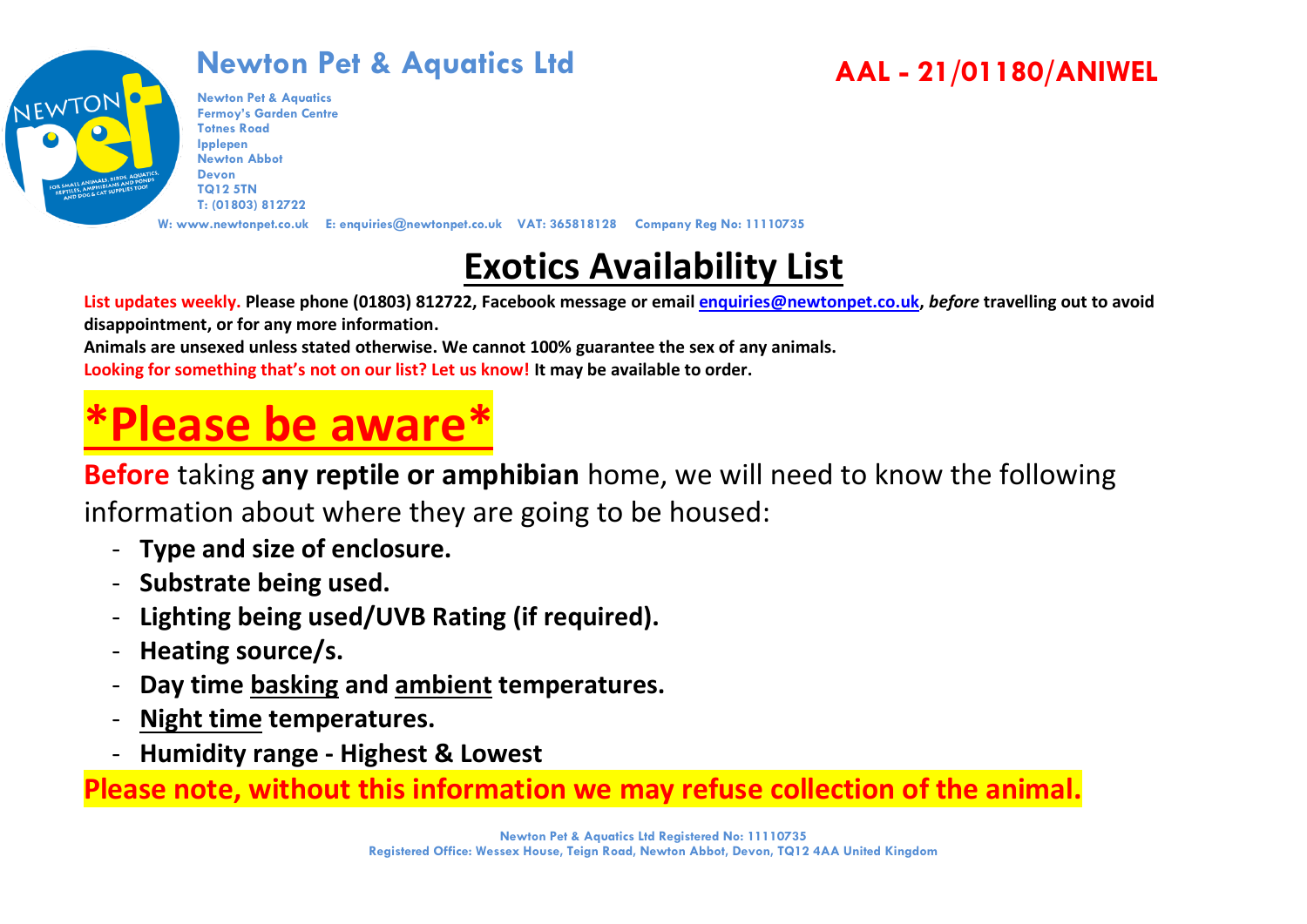# Newton Pet & Aquatics Ltd

**AAL - 21/01180/ANIWEL**

Newton Pet & Aquatics
Fermoy's Garden Centre
Totnes Road
Ipplepen
Newton Abbot
Devon
TQ12 5TN
T: (01803) 812722

W: www.newtonpet.co.uk E: enquiries@newtonpet.co.uk VAT: 365818128 Company Reg No: 11110735

## Exotics Availability List

**List updates weekly. Please phone (01803) 812722, Facebook message or email [enquiries@newtonpet.co.uk](mailto:enquiries@newtonpet.co.uk), *before* travelling out to avoid disappointment, or for any more information.**

**Animals are unsexed unless stated otherwise. We cannot 100% guarantee the sex of any animals.**

**Looking for something that's not on our list? Let us know! It may be available to order.**

# *Please be aware*

**Before** taking **any reptile or amphibian** home, we will need to know the following information about where they are going to be housed:

- **Type and size of enclosure.**
- **Substrate being used.**
- **Lighting being used/UVB Rating (if required).**
- **Heating source/s.**
- **Day time basking and ambient temperatures.**
- **Night time temperatures.**
- **Humidity range - Highest & Lowest**

**Please note, without this information we may refuse collection of the animal.**

Newton Pet & Aquatics Ltd Registered No: 11110735
Registered Office: Wessex House, Teign Road, Newton Abbot, Devon, TQ12 4AA United Kingdom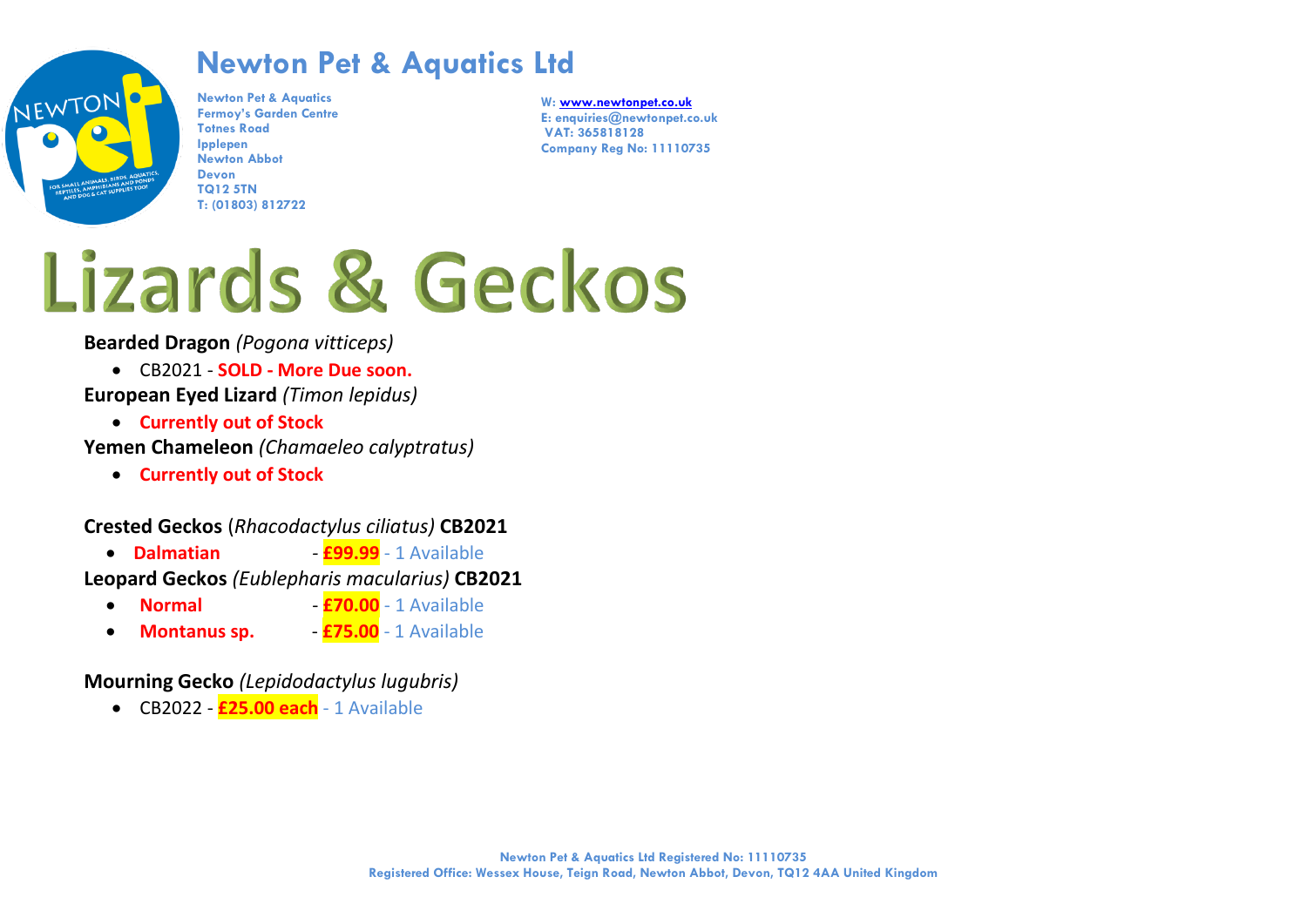# Newton Pet & Aquatics Ltd

**Newton Pet & Aquatics**
**Fermoy's Garden Centre**
**Totnes Road**
**Ipplepen**
**Newton Abbot**
**Devon**
**TQ12 5TN**
**T: (01803) 812722**

**W: www.newtonpet.co.uk**
**E: enquiries@newtonpet.co.uk**
**VAT: 365818128**
**Company Reg No: 11110735**

# Lizards & Geckos

**Bearded Dragon** *(Pogona vitticeps)*

- CB2021 - **SOLD - More Due soon.**

**European Eyed Lizard** *(Timon lepidus)*

- **Currently out of Stock**

**Yemen Chameleon** *(Chamaeleo calyptratus)*

- **Currently out of Stock**

**Crested Geckos** (*Rhacodactylus ciliatus)* **CB2021**

- **Dalmatian** - **£99.99** - 1 Available

**Leopard Geckos** *(Eublepharis macularius)* **CB2021**

- **Normal** - **£70.00** - 1 Available
- **Montanus sp.** - **£75.00** - 1 Available

**Mourning Gecko** *(Lepidodactylus lugubris)*

- CB2022 - **£25.00 each** - 1 Available

**Newton Pet & Aquatics Ltd Registered No: 11110735**
**Registered Office: Wessex House, Teign Road, Newton Abbot, Devon, TQ12 4AA United Kingdom**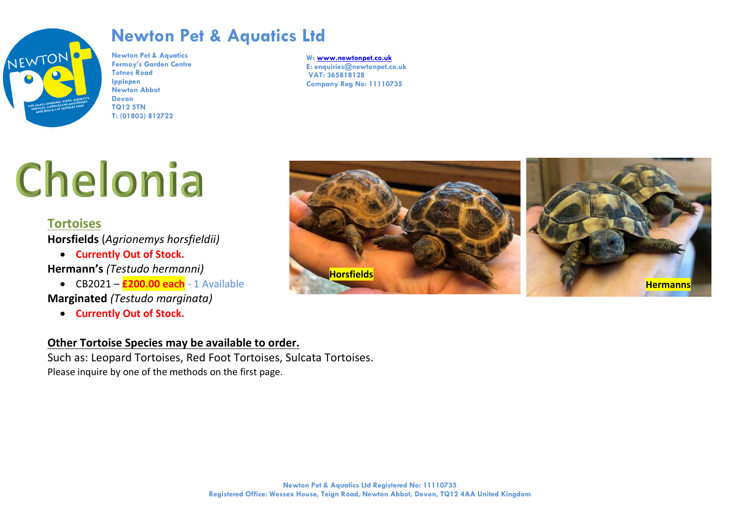# Newton Pet & Aquatics Ltd

Newton Pet & Aquatics
Fermoy's Garden Centre
Totnes Road
Ipplepen
Newton Abbot
Devon
TQ12 5TN
T: (01803) 812722

W: www.newtonpet.co.uk
E: enquiries@newtonpet.co.uk
VAT: 365818128
Company Reg No: 11110735

# Chelonia

## Tortoises

**Horsfields** (*Agrionemys horsfieldii)*

- **Currently Out of Stock.**

**Hermann's** *(Testudo hermanni)*

- CB2021 – **£200.00 each** - 1 Available

**Marginated** *(Testudo marginata)*

- **Currently Out of Stock.**

Horsfields

Hermanns

**Other Tortoise Species may be available to order.**

Such as: Leopard Tortoises, Red Foot Tortoises, Sulcata Tortoises.
Please inquire by one of the methods on the first page.

Newton Pet & Aquatics Ltd Registered No: 11110735
Registered Office: Wessex House, Teign Road, Newton Abbot, Devon, TQ12 4AA United Kingdom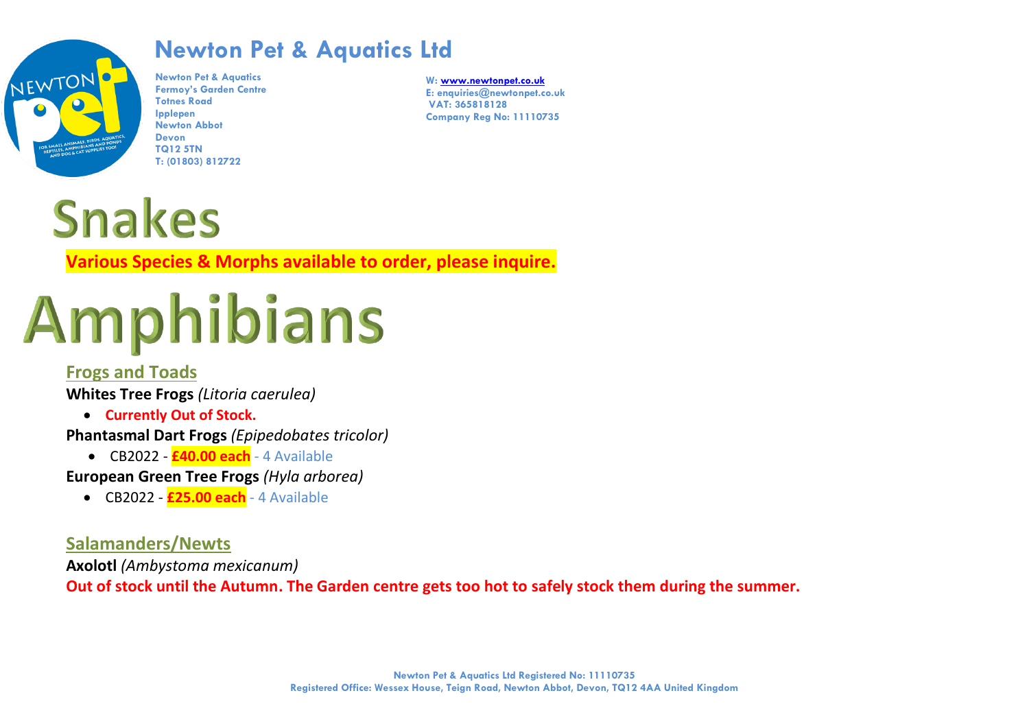# Newton Pet & Aquatics Ltd

Newton Pet & Aquatics
Fermoy's Garden Centre
Totnes Road
Ipplepen
Newton Abbot
Devon
TQ12 5TN
T: (01803) 812722

W: www.newtonpet.co.uk
E: enquiries@newtonpet.co.uk
VAT: 365818128
Company Reg No: 11110735

# Snakes

**Various Species & Morphs available to order, please inquire.**

# Amphibians

## Frogs and Toads

**Whites Tree Frogs** *(Litoria caerulea)*

- **Currently Out of Stock.**

**Phantasmal Dart Frogs** *(Epipedobates tricolor)*

- CB2022 - **£40.00 each** - 4 Available

**European Green Tree Frogs** *(Hyla arborea)*

- CB2022 - **£25.00 each** - 4 Available

## Salamanders/Newts

**Axolotl** *(Ambystoma mexicanum)*

**Out of stock until the Autumn. The Garden centre gets too hot to safely stock them during the summer.**

Newton Pet & Aquatics Ltd Registered No: 11110735
Registered Office: Wessex House, Teign Road, Newton Abbot, Devon, TQ12 4AA United Kingdom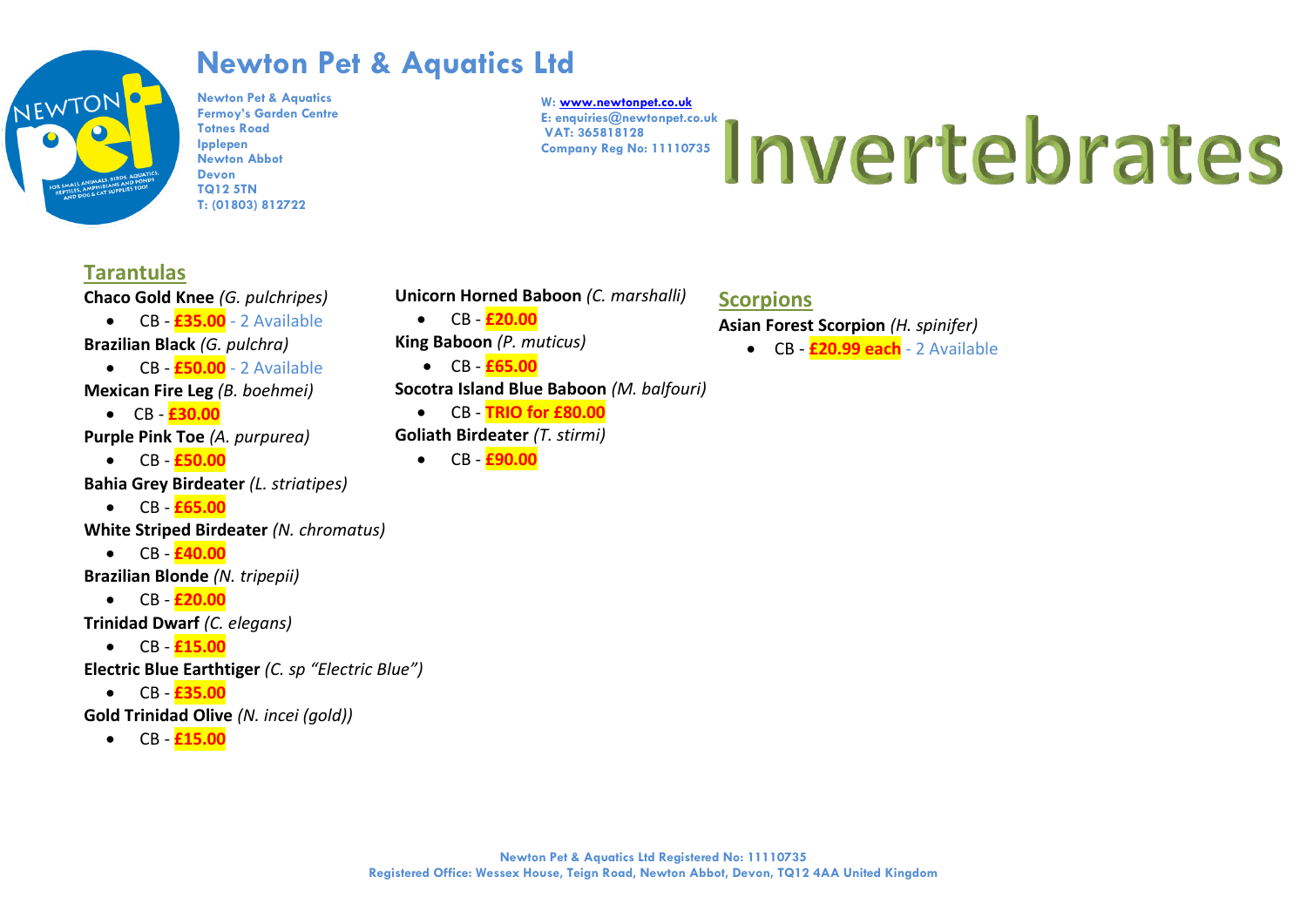# Newton Pet & Aquatics Ltd

Newton Pet & Aquatics
Fermoy's Garden Centre
Totnes Road
Ipplepen
Newton Abbot
Devon
TQ12 5TN
T: (01803) 812722

W: www.newtonpet.co.uk
E: enquiries@newtonpet.co.uk
VAT: 365818128
Company Reg No: 11110735

# Invertebrates

## Tarantulas

**Chaco Gold Knee** *(G. pulchripes)*

- CB - **£35.00** - 2 Available

**Brazilian Black** *(G. pulchra)*

- CB - **£50.00** - 2 Available

**Mexican Fire Leg** *(B. boehmei)*

- CB - **£30.00**

**Purple Pink Toe** *(A. purpurea)*

- CB - **£50.00**

**Bahia Grey Birdeater** *(L. striatipes)*

- CB - **£65.00**

**White Striped Birdeater** *(N. chromatus)*

- CB - **£40.00**

**Brazilian Blonde** *(N. tripepii)*

- CB - **£20.00**

**Trinidad Dwarf** *(C. elegans)*

- CB - **£15.00**

**Electric Blue Earthtiger** *(C. sp "Electric Blue")*

- CB - **£35.00**

**Gold Trinidad Olive** *(N. incei (gold))*

- CB - **£15.00**

**Unicorn Horned Baboon** *(C. marshalli)*

- CB - **£20.00**

**King Baboon** *(P. muticus)*

- CB - **£65.00**

**Socotra Island Blue Baboon** *(M. balfouri)*

- CB - **TRIO for £80.00**

**Goliath Birdeater** *(T. stirmi)*

- CB - **£90.00**

## Scorpions

**Asian Forest Scorpion** *(H. spinifer)*

- CB - **£20.99 each** - 2 Available

Newton Pet & Aquatics Ltd Registered No: 11110735
Registered Office: Wessex House, Teign Road, Newton Abbot, Devon, TQ12 4AA United Kingdom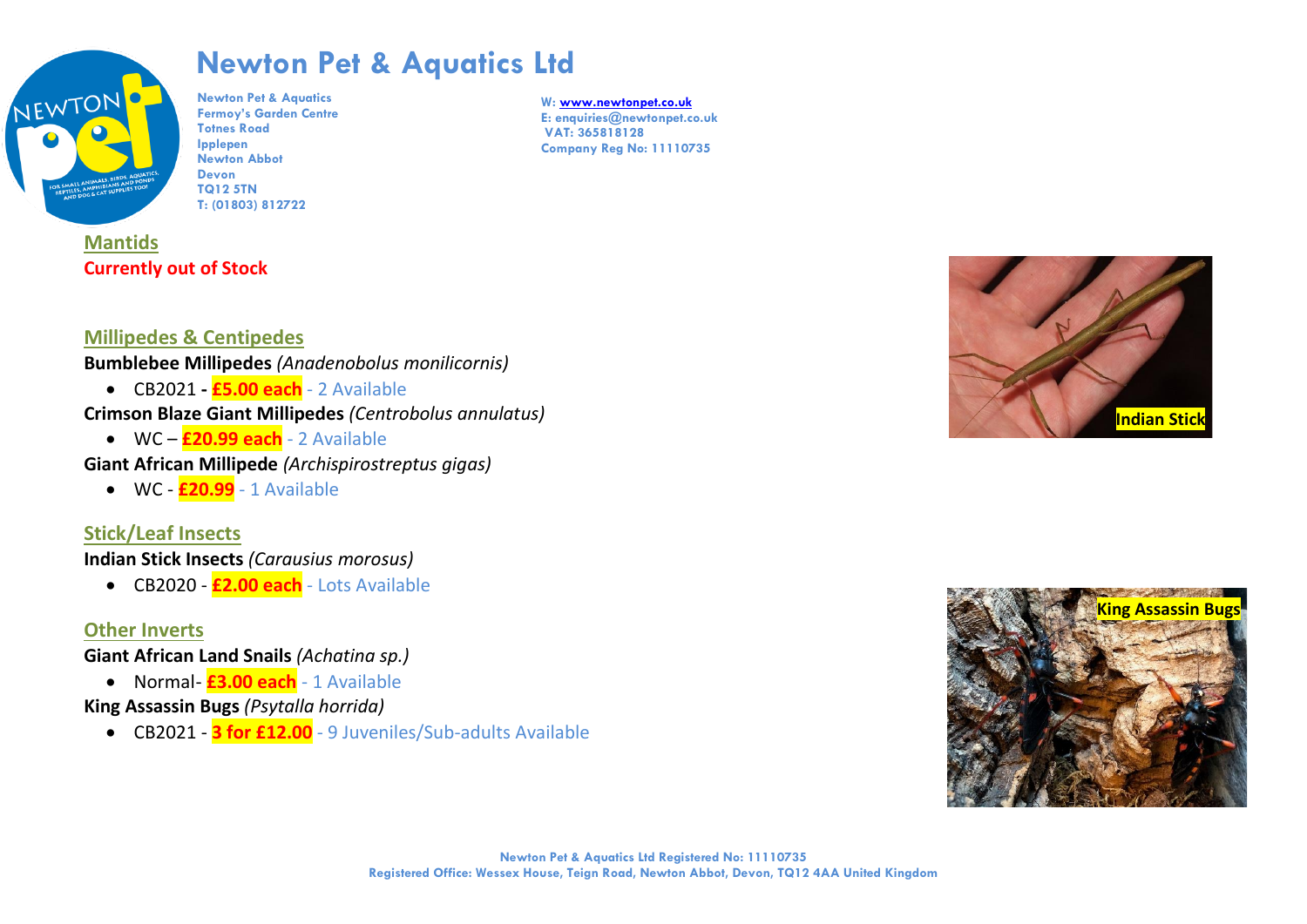# Newton Pet & Aquatics Ltd

Newton Pet & Aquatics
Fermoy's Garden Centre
Totnes Road
Ipplepen
Newton Abbot
Devon
TQ12 5TN
T: (01803) 812722

W: www.newtonpet.co.uk
E: enquiries@newtonpet.co.uk
VAT: 365818128
Company Reg No: 11110735

## Mantids

**Currently out of Stock**

## Millipedes & Centipedes

**Bumblebee Millipedes** *(Anadenobolus monilicornis)*

- CB2021 - **£5.00 each** - 2 Available

**Crimson Blaze Giant Millipedes** *(Centrobolus annulatus)*

- WC – **£20.99 each** - 2 Available

**Giant African Millipede** *(Archispirostreptus gigas)*

- WC - **£20.99** - 1 Available

## Stick/Leaf Insects

**Indian Stick Insects** *(Carausius morosus)*

- CB2020 - **£2.00 each** - Lots Available

Indian Stick

## Other Inverts

**Giant African Land Snails** *(Achatina sp.)*

- Normal- **£3.00 each** - 1 Available

**King Assassin Bugs** *(Psytalla horrida)*

- CB2021 - **3 for £12.00** - 9 Juveniles/Sub-adults Available

King Assassin Bugs

Newton Pet & Aquatics Ltd Registered No: 11110735
Registered Office: Wessex House, Teign Road, Newton Abbot, Devon, TQ12 4AA United Kingdom